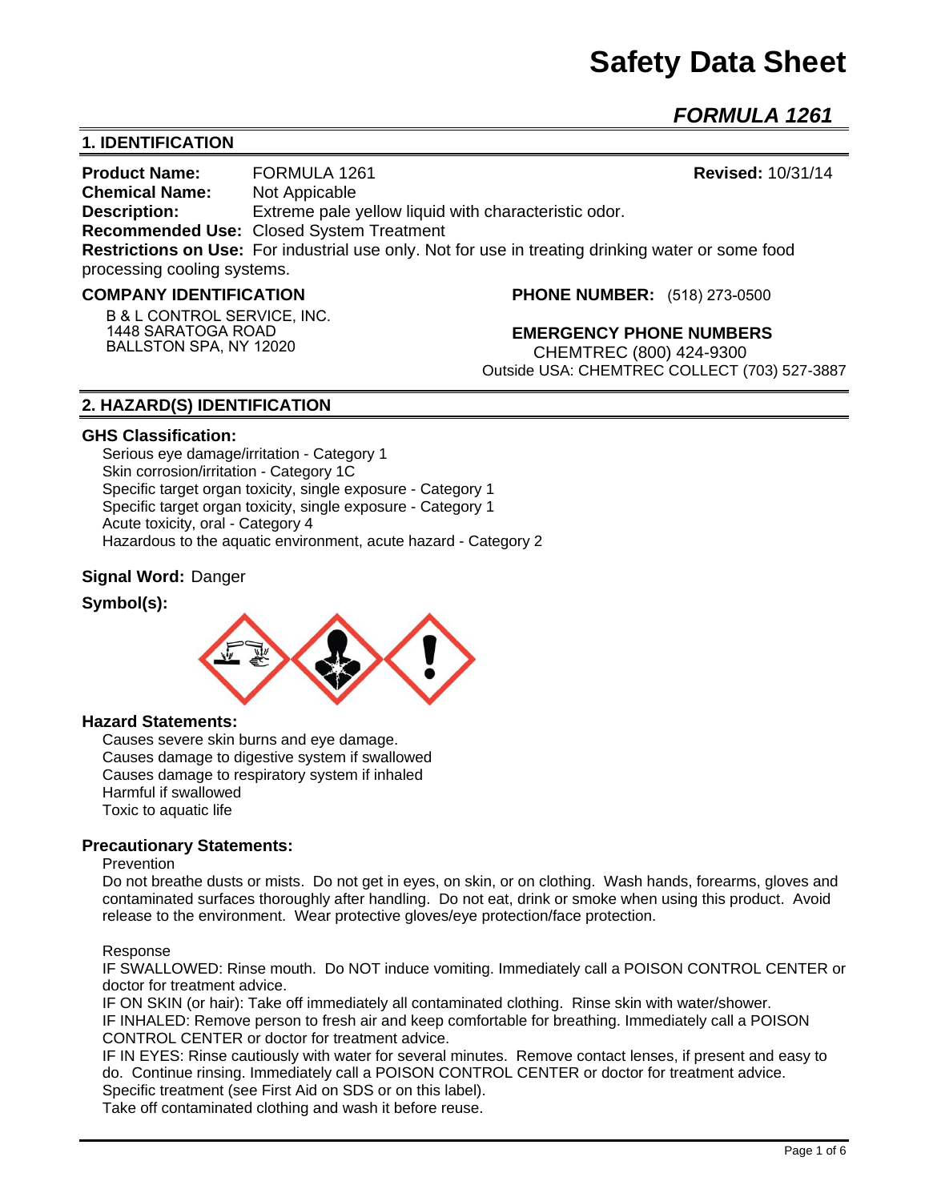# Safety Data Sheet

## *FORMULA 1261*

## 1. IDENTIFICATION

**Product Name:** FORMULA 1261 **Revised:** 10/31/14
**Chemical Name:** Not Appicable
**Description:** Extreme pale yellow liquid with characteristic odor.
**Recommended Use:** Closed System Treatment
**Restrictions on Use:** For industrial use only. Not for use in treating drinking water or some food processing cooling systems.

**COMPANY IDENTIFICATION**

B & L CONTROL SERVICE, INC.
1448 SARATOGA ROAD
BALLSTON SPA, NY 12020

**PHONE NUMBER:** (518) 273-0500

**EMERGENCY PHONE NUMBERS**
CHEMTREC (800) 424-9300
Outside USA: CHEMTREC COLLECT (703) 527-3887

## 2. HAZARD(S) IDENTIFICATION

### GHS Classification:

Serious eye damage/irritation - Category 1
Skin corrosion/irritation - Category 1C
Specific target organ toxicity, single exposure - Category 1
Specific target organ toxicity, single exposure - Category 1
Acute toxicity, oral - Category 4
Hazardous to the aquatic environment, acute hazard - Category 2

**Signal Word:** Danger

**Symbol(s):**

### Hazard Statements:

Causes severe skin burns and eye damage.
Causes damage to digestive system if swallowed
Causes damage to respiratory system if inhaled
Harmful if swallowed
Toxic to aquatic life

### Precautionary Statements:

Prevention

Do not breathe dusts or mists. Do not get in eyes, on skin, or on clothing. Wash hands, forearms, gloves and contaminated surfaces thoroughly after handling. Do not eat, drink or smoke when using this product. Avoid release to the environment. Wear protective gloves/eye protection/face protection.

Response

IF SWALLOWED: Rinse mouth. Do NOT induce vomiting. Immediately call a POISON CONTROL CENTER or doctor for treatment advice.
IF ON SKIN (or hair): Take off immediately all contaminated clothing. Rinse skin with water/shower.
IF INHALED: Remove person to fresh air and keep comfortable for breathing. Immediately call a POISON CONTROL CENTER or doctor for treatment advice.
IF IN EYES: Rinse cautiously with water for several minutes. Remove contact lenses, if present and easy to do. Continue rinsing. Immediately call a POISON CONTROL CENTER or doctor for treatment advice.
Specific treatment (see First Aid on SDS or on this label).
Take off contaminated clothing and wash it before reuse.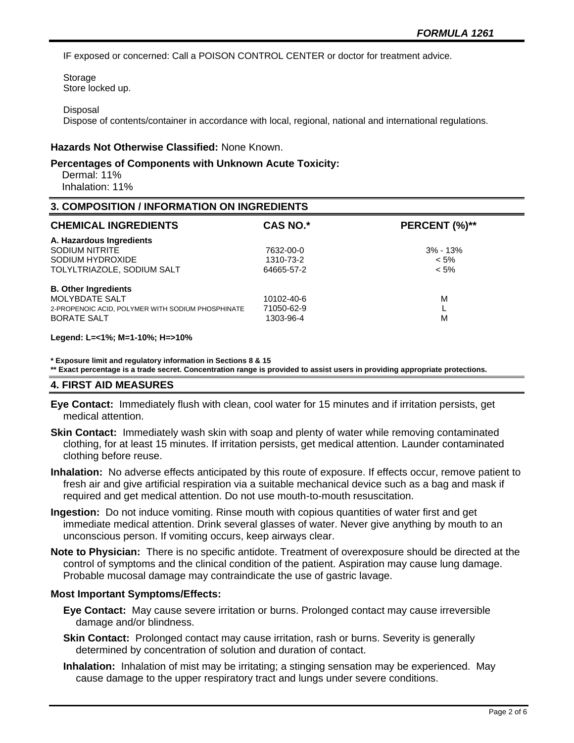IF exposed or concerned: Call a POISON CONTROL CENTER or doctor for treatment advice.

Storage
Store locked up.

Disposal
Dispose of contents/container in accordance with local, regional, national and international regulations.

**Hazards Not Otherwise Classified:** None Known.

**Percentages of Components with Unknown Acute Toxicity:**
Dermal: 11%
Inhalation: 11%

## 3. COMPOSITION / INFORMATION ON INGREDIENTS

| CHEMICAL INGREDIENTS | CAS NO.* | PERCENT (%)** |
|---|---|---|
| **A. Hazardous Ingredients** | | |
| SODIUM NITRITE | 7632-00-0 | 3% - 13% |
| SODIUM HYDROXIDE | 1310-73-2 | < 5% |
| TOLYLTRIAZOLE, SODIUM SALT | 64665-57-2 | < 5% |
| **B. Other Ingredients** | | |
| MOLYBDATE SALT | 10102-40-6 | M |
| 2-PROPENOIC ACID, POLYMER WITH SODIUM PHOSPHINATE | 71050-62-9 | L |
| BORATE SALT | 1303-96-4 | M |

**Legend: L=<1%; M=1-10%; H=>10%**

**\* Exposure limit and regulatory information in Sections 8 & 15**
**\*\* Exact percentage is a trade secret. Concentration range is provided to assist users in providing appropriate protections.**

## 4. FIRST AID MEASURES

**Eye Contact:** Immediately flush with clean, cool water for 15 minutes and if irritation persists, get medical attention.

**Skin Contact:** Immediately wash skin with soap and plenty of water while removing contaminated clothing, for at least 15 minutes. If irritation persists, get medical attention. Launder contaminated clothing before reuse.

**Inhalation:** No adverse effects anticipated by this route of exposure. If effects occur, remove patient to fresh air and give artificial respiration via a suitable mechanical device such as a bag and mask if required and get medical attention. Do not use mouth-to-mouth resuscitation.

**Ingestion:** Do not induce vomiting. Rinse mouth with copious quantities of water first and get immediate medical attention. Drink several glasses of water. Never give anything by mouth to an unconscious person. If vomiting occurs, keep airways clear.

**Note to Physician:** There is no specific antidote. Treatment of overexposure should be directed at the control of symptoms and the clinical condition of the patient. Aspiration may cause lung damage. Probable mucosal damage may contraindicate the use of gastric lavage.

**Most Important Symptoms/Effects:**

**Eye Contact:** May cause severe irritation or burns. Prolonged contact may cause irreversible damage and/or blindness.

**Skin Contact:** Prolonged contact may cause irritation, rash or burns. Severity is generally determined by concentration of solution and duration of contact.

**Inhalation:** Inhalation of mist may be irritating; a stinging sensation may be experienced. May cause damage to the upper respiratory tract and lungs under severe conditions.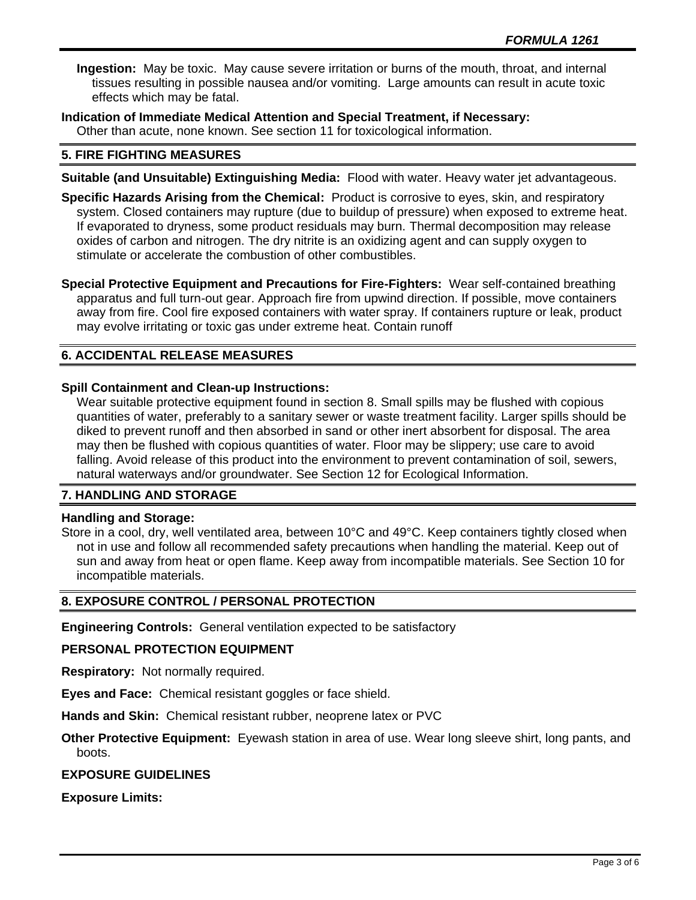**Ingestion:** May be toxic. May cause severe irritation or burns of the mouth, throat, and internal tissues resulting in possible nausea and/or vomiting. Large amounts can result in acute toxic effects which may be fatal.

**Indication of Immediate Medical Attention and Special Treatment, if Necessary:**
Other than acute, none known. See section 11 for toxicological information.

## 5. FIRE FIGHTING MEASURES

**Suitable (and Unsuitable) Extinguishing Media:** Flood with water. Heavy water jet advantageous.

**Specific Hazards Arising from the Chemical:** Product is corrosive to eyes, skin, and respiratory system. Closed containers may rupture (due to buildup of pressure) when exposed to extreme heat. If evaporated to dryness, some product residuals may burn. Thermal decomposition may release oxides of carbon and nitrogen. The dry nitrite is an oxidizing agent and can supply oxygen to stimulate or accelerate the combustion of other combustibles.

**Special Protective Equipment and Precautions for Fire-Fighters:** Wear self-contained breathing apparatus and full turn-out gear. Approach fire from upwind direction. If possible, move containers away from fire. Cool fire exposed containers with water spray. If containers rupture or leak, product may evolve irritating or toxic gas under extreme heat. Contain runoff

## 6. ACCIDENTAL RELEASE MEASURES

**Spill Containment and Clean-up Instructions:**
Wear suitable protective equipment found in section 8. Small spills may be flushed with copious quantities of water, preferably to a sanitary sewer or waste treatment facility. Larger spills should be diked to prevent runoff and then absorbed in sand or other inert absorbent for disposal. The area may then be flushed with copious quantities of water. Floor may be slippery; use care to avoid falling. Avoid release of this product into the environment to prevent contamination of soil, sewers, natural waterways and/or groundwater. See Section 12 for Ecological Information.

## 7. HANDLING AND STORAGE

**Handling and Storage:**
Store in a cool, dry, well ventilated area, between 10°C and 49°C. Keep containers tightly closed when not in use and follow all recommended safety precautions when handling the material. Keep out of sun and away from heat or open flame. Keep away from incompatible materials. See Section 10 for incompatible materials.

## 8. EXPOSURE CONTROL / PERSONAL PROTECTION

**Engineering Controls:** General ventilation expected to be satisfactory

**PERSONAL PROTECTION EQUIPMENT**

**Respiratory:** Not normally required.

**Eyes and Face:** Chemical resistant goggles or face shield.

**Hands and Skin:** Chemical resistant rubber, neoprene latex or PVC

**Other Protective Equipment:** Eyewash station in area of use. Wear long sleeve shirt, long pants, and boots.

**EXPOSURE GUIDELINES**

**Exposure Limits:**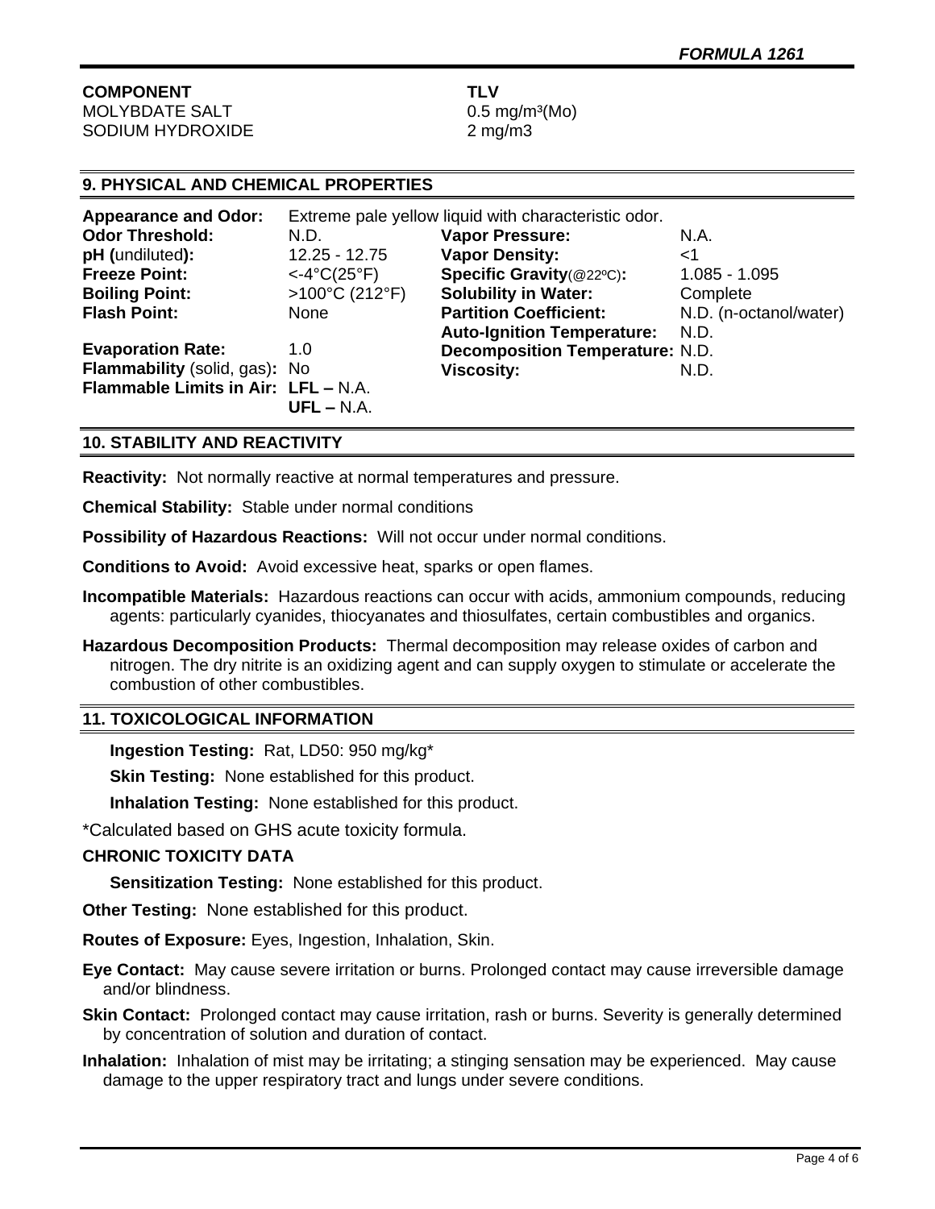| COMPONENT | TLV |
|---|---|
| MOLYBDATE SALT | 0.5 mg/m³(Mo) |
| SODIUM HYDROXIDE | 2 mg/m3 |

## 9. PHYSICAL AND CHEMICAL PROPERTIES

**Appearance and Odor:** Extreme pale yellow liquid with characteristic odor.

| | | | |
|---|---|---|---|
| **Odor Threshold:** | N.D. | **Vapor Pressure:** | N.A. |
| **pH (undiluted):** | 12.25 - 12.75 | **Vapor Density:** | <1 |
| **Freeze Point:** | <-4°C(25°F) | **Specific Gravity**(@22ºC)**:** | 1.085 - 1.095 |
| **Boiling Point:** | >100°C (212°F) | **Solubility in Water:** | Complete |
| **Flash Point:** | None | **Partition Coefficient:** | N.D. (n-octanol/water) |
| | | **Auto-Ignition Temperature:** | N.D. |
| **Evaporation Rate:** | 1.0 | **Decomposition Temperature:** | N.D. |
| **Flammability** (solid, gas)**:** | No | **Viscosity:** | N.D. |
| **Flammable Limits in Air:** | **LFL –** N.A. | | |
| | **UFL –** N.A. | | |

## 10. STABILITY AND REACTIVITY

**Reactivity:** Not normally reactive at normal temperatures and pressure.

**Chemical Stability:** Stable under normal conditions

**Possibility of Hazardous Reactions:** Will not occur under normal conditions.

**Conditions to Avoid:** Avoid excessive heat, sparks or open flames.

**Incompatible Materials:** Hazardous reactions can occur with acids, ammonium compounds, reducing agents: particularly cyanides, thiocyanates and thiosulfates, certain combustibles and organics.

**Hazardous Decomposition Products:** Thermal decomposition may release oxides of carbon and nitrogen. The dry nitrite is an oxidizing agent and can supply oxygen to stimulate or accelerate the combustion of other combustibles.

## 11. TOXICOLOGICAL INFORMATION

**Ingestion Testing:** Rat, LD50: 950 mg/kg*

**Skin Testing:** None established for this product.

**Inhalation Testing:** None established for this product.

*Calculated based on GHS acute toxicity formula.

**CHRONIC TOXICITY DATA**

**Sensitization Testing:** None established for this product.

**Other Testing:** None established for this product.

**Routes of Exposure:** Eyes, Ingestion, Inhalation, Skin.

**Eye Contact:** May cause severe irritation or burns. Prolonged contact may cause irreversible damage and/or blindness.

**Skin Contact:** Prolonged contact may cause irritation, rash or burns. Severity is generally determined by concentration of solution and duration of contact.

**Inhalation:** Inhalation of mist may be irritating; a stinging sensation may be experienced. May cause damage to the upper respiratory tract and lungs under severe conditions.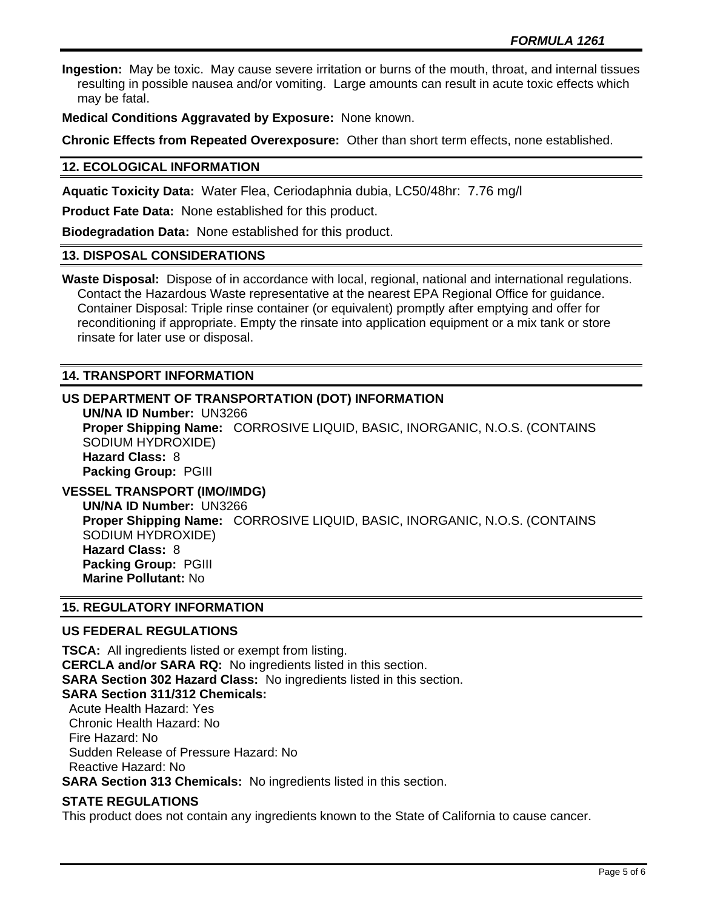**Ingestion:** May be toxic. May cause severe irritation or burns of the mouth, throat, and internal tissues resulting in possible nausea and/or vomiting. Large amounts can result in acute toxic effects which may be fatal.

**Medical Conditions Aggravated by Exposure:** None known.

**Chronic Effects from Repeated Overexposure:** Other than short term effects, none established.

## 12. ECOLOGICAL INFORMATION

**Aquatic Toxicity Data:** Water Flea, Ceriodaphnia dubia, LC50/48hr: 7.76 mg/l

**Product Fate Data:** None established for this product.

**Biodegradation Data:** None established for this product.

## 13. DISPOSAL CONSIDERATIONS

**Waste Disposal:** Dispose of in accordance with local, regional, national and international regulations. Contact the Hazardous Waste representative at the nearest EPA Regional Office for guidance. Container Disposal: Triple rinse container (or equivalent) promptly after emptying and offer for reconditioning if appropriate. Empty the rinsate into application equipment or a mix tank or store rinsate for later use or disposal.

## 14. TRANSPORT INFORMATION

### US DEPARTMENT OF TRANSPORTATION (DOT) INFORMATION

**UN/NA ID Number:** UN3266
**Proper Shipping Name:** CORROSIVE LIQUID, BASIC, INORGANIC, N.O.S. (CONTAINS SODIUM HYDROXIDE)
**Hazard Class:** 8
**Packing Group:** PGIII

### VESSEL TRANSPORT (IMO/IMDG)

**UN/NA ID Number:** UN3266
**Proper Shipping Name:** CORROSIVE LIQUID, BASIC, INORGANIC, N.O.S. (CONTAINS SODIUM HYDROXIDE)
**Hazard Class:** 8
**Packing Group:** PGIII
**Marine Pollutant:** No

## 15. REGULATORY INFORMATION

### US FEDERAL REGULATIONS

**TSCA:** All ingredients listed or exempt from listing.
**CERCLA and/or SARA RQ:** No ingredients listed in this section.
**SARA Section 302 Hazard Class:** No ingredients listed in this section.
**SARA Section 311/312 Chemicals:**
Acute Health Hazard: Yes
Chronic Health Hazard: No
Fire Hazard: No
Sudden Release of Pressure Hazard: No
Reactive Hazard: No
**SARA Section 313 Chemicals:** No ingredients listed in this section.

### STATE REGULATIONS

This product does not contain any ingredients known to the State of California to cause cancer.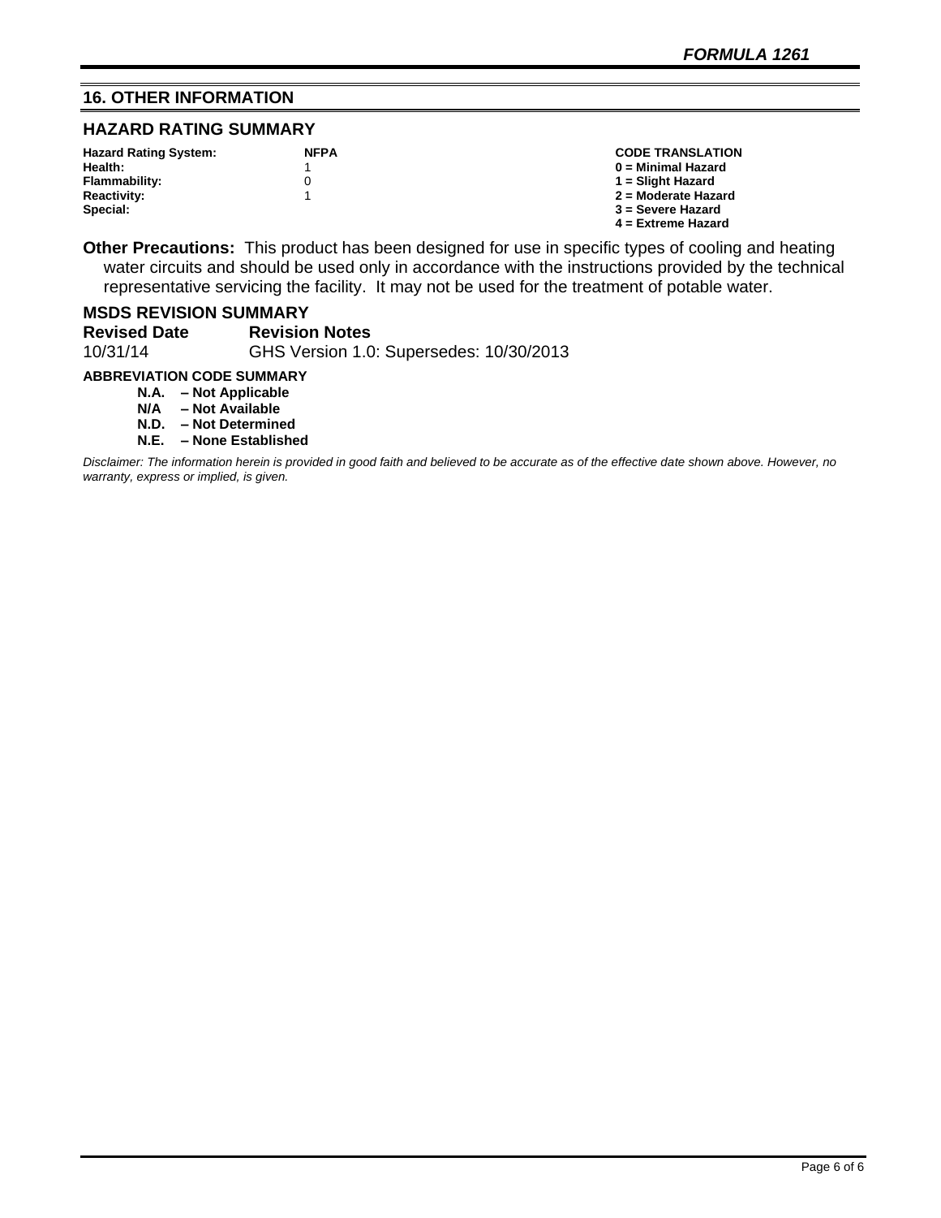## 16. OTHER INFORMATION

### HAZARD RATING SUMMARY

| Hazard Rating System: | NFPA | CODE TRANSLATION |
|---|---|---|
| Health: | 1 | 0 = Minimal Hazard |
| Flammability: | 0 | 1 = Slight Hazard |
| Reactivity: | 1 | 2 = Moderate Hazard |
| Special: | | 3 = Severe Hazard |
| | | 4 = Extreme Hazard |

**Other Precautions:** This product has been designed for use in specific types of cooling and heating water circuits and should be used only in accordance with the instructions provided by the technical representative servicing the facility. It may not be used for the treatment of potable water.

### MSDS REVISION SUMMARY

| Revised Date | Revision Notes |
|---|---|
| 10/31/14 | GHS Version 1.0: Supersedes: 10/30/2013 |

**ABBREVIATION CODE SUMMARY**

- **N.A. – Not Applicable**
- **N/A – Not Available**
- **N.D. – Not Determined**
- **N.E. – None Established**

*Disclaimer: The information herein is provided in good faith and believed to be accurate as of the effective date shown above. However, no warranty, express or implied, is given.*